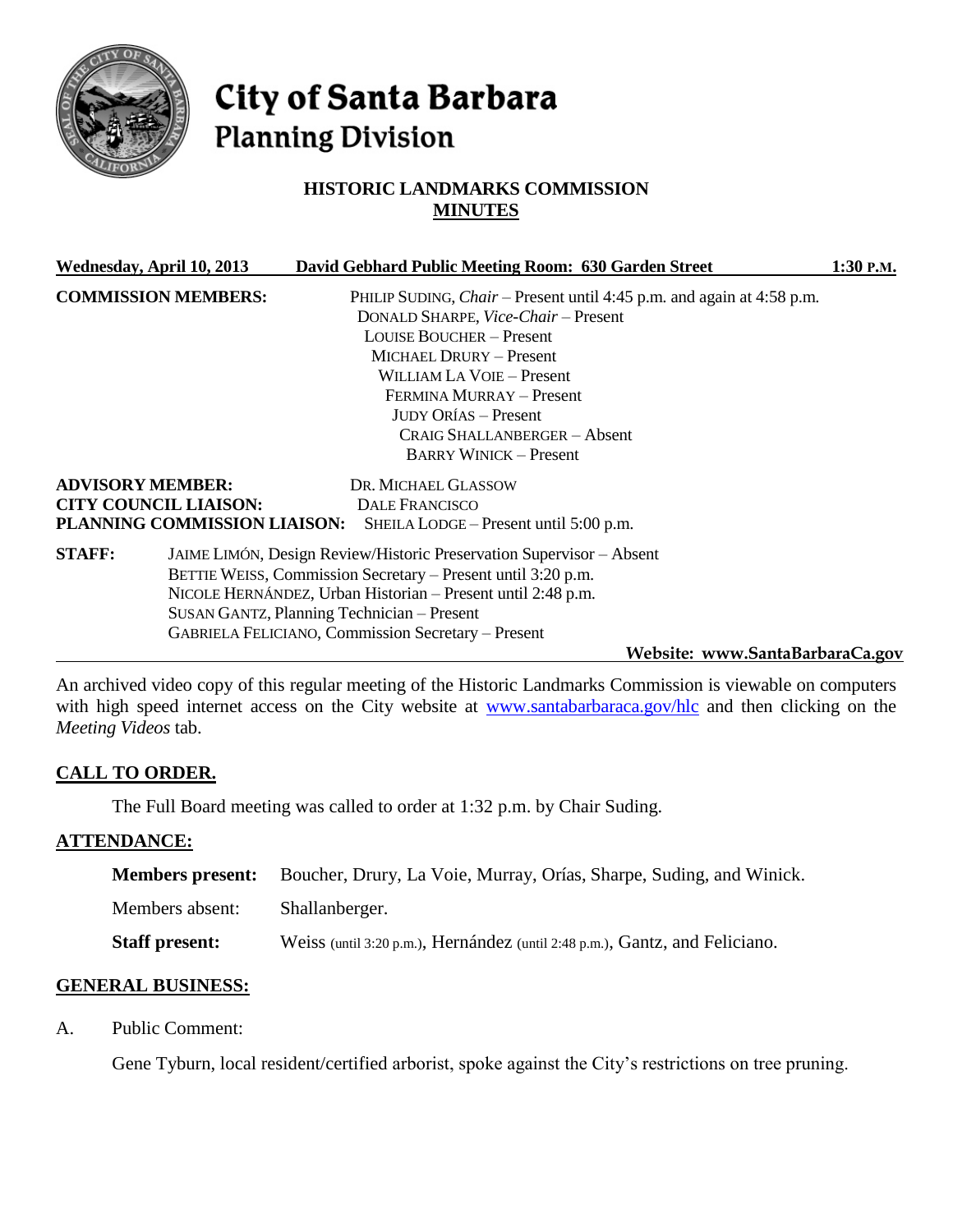# City of Santa Barbara
## Planning Division

### HISTORIC LANDMARKS COMMISSION
### MINUTES

**Wednesday, April 10, 2013** **David Gebhard Public Meeting Room: 630 Garden Street** **1:30 P.M.**

**COMMISSION MEMBERS:**
PHILIP SUDING, *Chair* – Present until 4:45 p.m. and again at 4:58 p.m.
DONALD SHARPE, *Vice-Chair* – Present
LOUISE BOUCHER – Present
MICHAEL DRURY – Present
WILLIAM LA VOIE – Present
FERMINA MURRAY – Present
JUDY ORÍAS – Present
CRAIG SHALLANBERGER – Absent
BARRY WINICK – Present

**ADVISORY MEMBER:** DR. MICHAEL GLASSOW
**CITY COUNCIL LIAISON:** DALE FRANCISCO
**PLANNING COMMISSION LIAISON:** SHEILA LODGE – Present until 5:00 p.m.

**STAFF:**
JAIME LIMÓN, Design Review/Historic Preservation Supervisor – Absent
BETTIE WEISS, Commission Secretary – Present until 3:20 p.m.
NICOLE HERNÁNDEZ, Urban Historian – Present until 2:48 p.m.
SUSAN GANTZ, Planning Technician – Present
GABRIELA FELICIANO, Commission Secretary – Present

**Website: www.SantaBarbaraCa.gov**

An archived video copy of this regular meeting of the Historic Landmarks Commission is viewable on computers with high speed internet access on the City website at www.santabarbaraca.gov/hlc and then clicking on the *Meeting Videos* tab.

## CALL TO ORDER.

The Full Board meeting was called to order at 1:32 p.m. by Chair Suding.

## ATTENDANCE:

**Members present:** Boucher, Drury, La Voie, Murray, Orías, Sharpe, Suding, and Winick.

Members absent: Shallanberger.

**Staff present:** Weiss (until 3:20 p.m.), Hernández (until 2:48 p.m.), Gantz, and Feliciano.

## GENERAL BUSINESS:

A. Public Comment:

Gene Tyburn, local resident/certified arborist, spoke against the City's restrictions on tree pruning.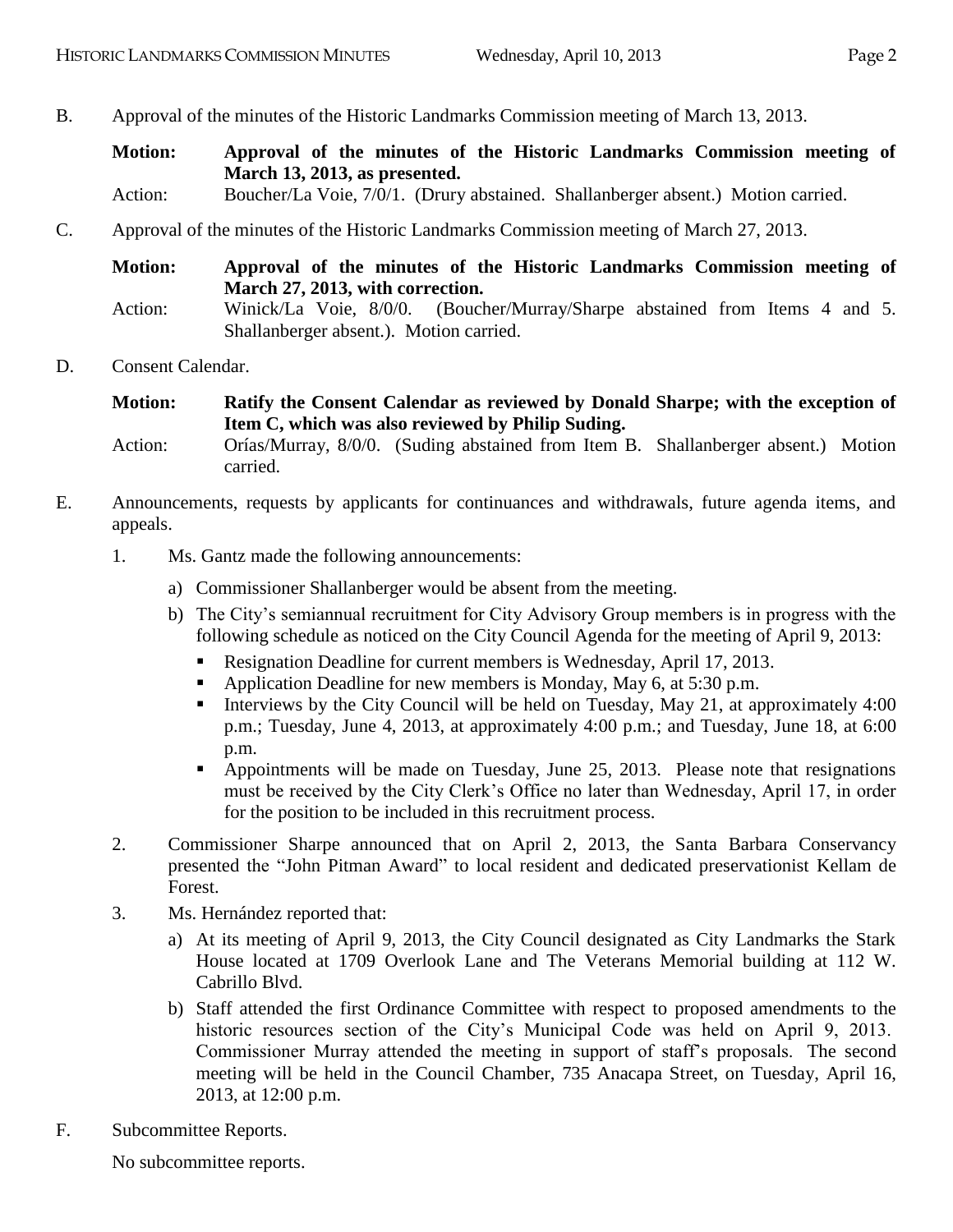B. Approval of the minutes of the Historic Landmarks Commission meeting of March 13, 2013.

**Motion: Approval of the minutes of the Historic Landmarks Commission meeting of March 13, 2013, as presented.**

Action: Boucher/La Voie, 7/0/1. (Drury abstained. Shallanberger absent.) Motion carried.

C. Approval of the minutes of the Historic Landmarks Commission meeting of March 27, 2013.

**Motion: Approval of the minutes of the Historic Landmarks Commission meeting of March 27, 2013, with correction.**

Action: Winick/La Voie, 8/0/0. (Boucher/Murray/Sharpe abstained from Items 4 and 5. Shallanberger absent.). Motion carried.

D. Consent Calendar.

**Motion: Ratify the Consent Calendar as reviewed by Donald Sharpe; with the exception of Item C, which was also reviewed by Philip Suding.**

Action: Orías/Murray, 8/0/0. (Suding abstained from Item B. Shallanberger absent.) Motion carried.

E. Announcements, requests by applicants for continuances and withdrawals, future agenda items, and appeals.

1. Ms. Gantz made the following announcements:

   a) Commissioner Shallanberger would be absent from the meeting.

   b) The City's semiannual recruitment for City Advisory Group members is in progress with the following schedule as noticed on the City Council Agenda for the meeting of April 9, 2013:

      - Resignation Deadline for current members is Wednesday, April 17, 2013.
      - Application Deadline for new members is Monday, May 6, at 5:30 p.m.
      - Interviews by the City Council will be held on Tuesday, May 21, at approximately 4:00 p.m.; Tuesday, June 4, 2013, at approximately 4:00 p.m.; and Tuesday, June 18, at 6:00 p.m.
      - Appointments will be made on Tuesday, June 25, 2013. Please note that resignations must be received by the City Clerk's Office no later than Wednesday, April 17, in order for the position to be included in this recruitment process.

2. Commissioner Sharpe announced that on April 2, 2013, the Santa Barbara Conservancy presented the "John Pitman Award" to local resident and dedicated preservationist Kellam de Forest.

3. Ms. Hernández reported that:

   a) At its meeting of April 9, 2013, the City Council designated as City Landmarks the Stark House located at 1709 Overlook Lane and The Veterans Memorial building at 112 W. Cabrillo Blvd.

   b) Staff attended the first Ordinance Committee with respect to proposed amendments to the historic resources section of the City's Municipal Code was held on April 9, 2013. Commissioner Murray attended the meeting in support of staff's proposals. The second meeting will be held in the Council Chamber, 735 Anacapa Street, on Tuesday, April 16, 2013, at 12:00 p.m.

F. Subcommittee Reports.

No subcommittee reports.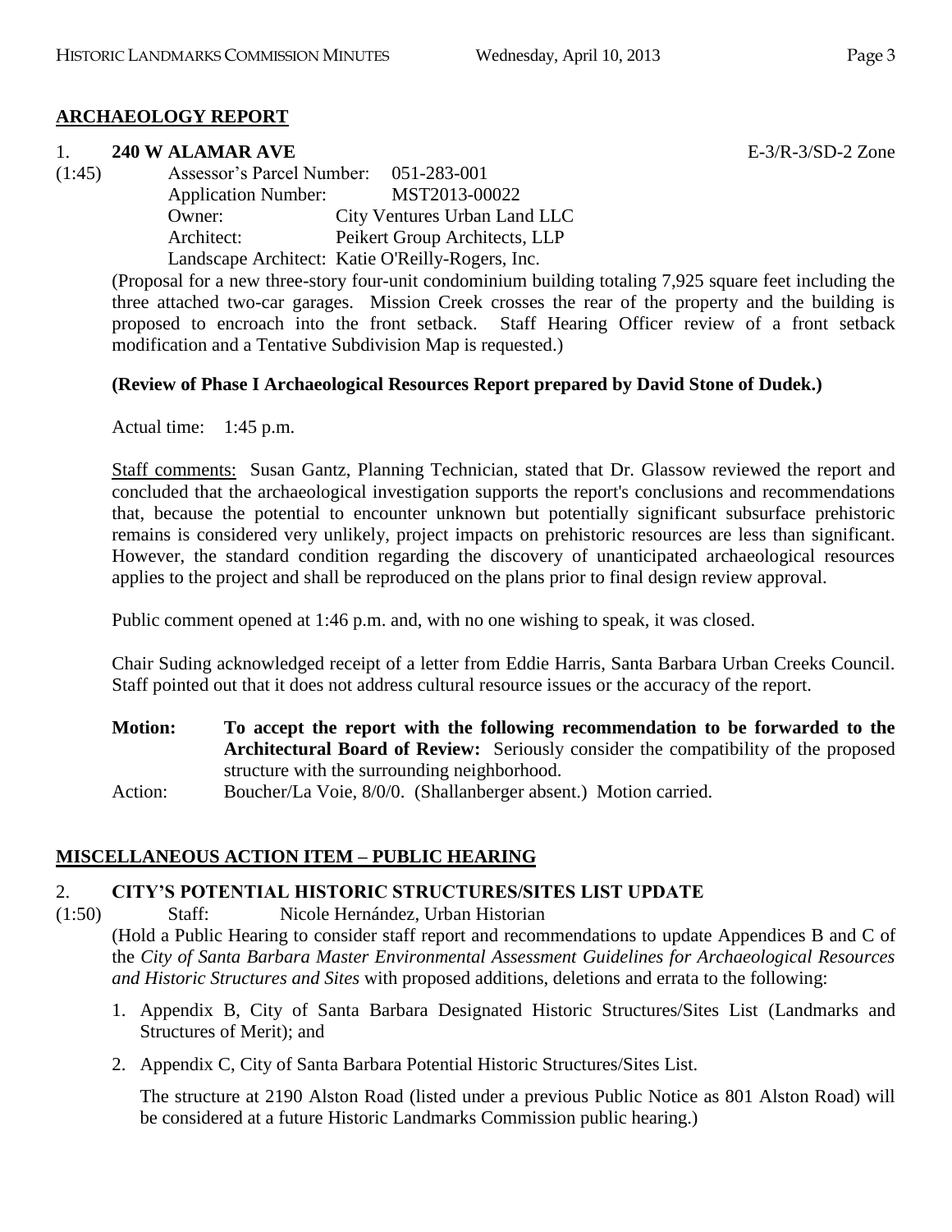## ARCHAEOLOGY REPORT

1. **240 W ALAMAR AVE** E-3/R-3/SD-2 Zone

(1:45)

Assessor's Parcel Number: 051-283-001
Application Number: MST2013-00022
Owner: City Ventures Urban Land LLC
Architect: Peikert Group Architects, LLP
Landscape Architect: Katie O'Reilly-Rogers, Inc.

(Proposal for a new three-story four-unit condominium building totaling 7,925 square feet including the three attached two-car garages. Mission Creek crosses the rear of the property and the building is proposed to encroach into the front setback. Staff Hearing Officer review of a front setback modification and a Tentative Subdivision Map is requested.)

**(Review of Phase I Archaeological Resources Report prepared by David Stone of Dudek.)**

Actual time: 1:45 p.m.

Staff comments: Susan Gantz, Planning Technician, stated that Dr. Glassow reviewed the report and concluded that the archaeological investigation supports the report's conclusions and recommendations that, because the potential to encounter unknown but potentially significant subsurface prehistoric remains is considered very unlikely, project impacts on prehistoric resources are less than significant. However, the standard condition regarding the discovery of unanticipated archaeological resources applies to the project and shall be reproduced on the plans prior to final design review approval.

Public comment opened at 1:46 p.m. and, with no one wishing to speak, it was closed.

Chair Suding acknowledged receipt of a letter from Eddie Harris, Santa Barbara Urban Creeks Council. Staff pointed out that it does not address cultural resource issues or the accuracy of the report.

**Motion:** **To accept the report with the following recommendation to be forwarded to the Architectural Board of Review:** Seriously consider the compatibility of the proposed structure with the surrounding neighborhood.

Action: Boucher/La Voie, 8/0/0. (Shallanberger absent.) Motion carried.

## MISCELLANEOUS ACTION ITEM – PUBLIC HEARING

2. **CITY'S POTENTIAL HISTORIC STRUCTURES/SITES LIST UPDATE**

(1:50) Staff: Nicole Hernández, Urban Historian

(Hold a Public Hearing to consider staff report and recommendations to update Appendices B and C of the *City of Santa Barbara Master Environmental Assessment Guidelines for Archaeological Resources and Historic Structures and Sites* with proposed additions, deletions and errata to the following:

1. Appendix B, City of Santa Barbara Designated Historic Structures/Sites List (Landmarks and Structures of Merit); and
2. Appendix C, City of Santa Barbara Potential Historic Structures/Sites List.

The structure at 2190 Alston Road (listed under a previous Public Notice as 801 Alston Road) will be considered at a future Historic Landmarks Commission public hearing.)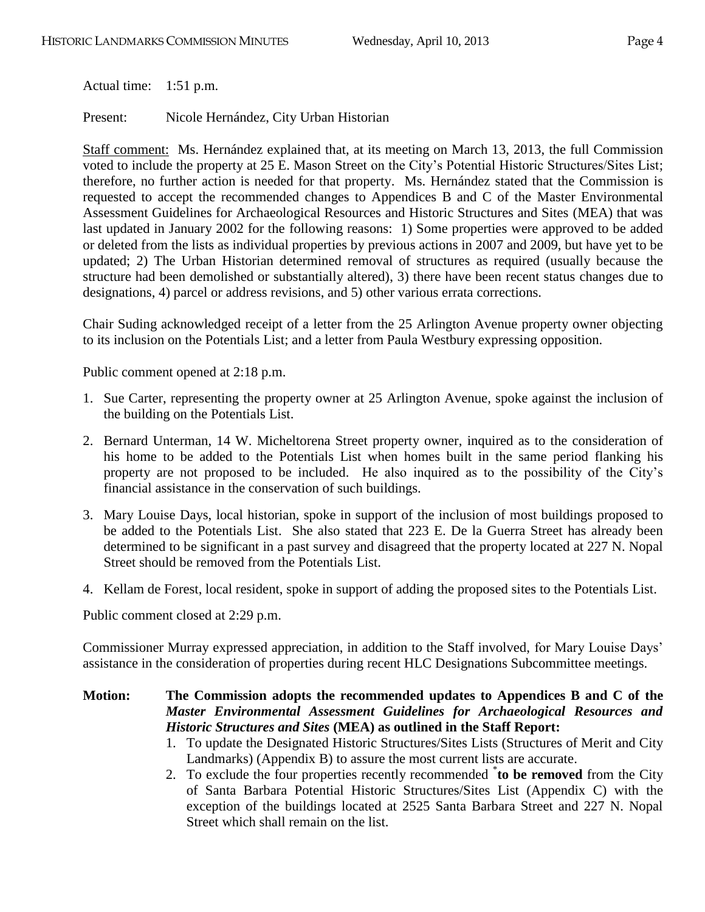Actual time: 1:51 p.m.

Present: Nicole Hernández, City Urban Historian

Staff comment: Ms. Hernández explained that, at its meeting on March 13, 2013, the full Commission voted to include the property at 25 E. Mason Street on the City's Potential Historic Structures/Sites List; therefore, no further action is needed for that property. Ms. Hernández stated that the Commission is requested to accept the recommended changes to Appendices B and C of the Master Environmental Assessment Guidelines for Archaeological Resources and Historic Structures and Sites (MEA) that was last updated in January 2002 for the following reasons: 1) Some properties were approved to be added or deleted from the lists as individual properties by previous actions in 2007 and 2009, but have yet to be updated; 2) The Urban Historian determined removal of structures as required (usually because the structure had been demolished or substantially altered), 3) there have been recent status changes due to designations, 4) parcel or address revisions, and 5) other various errata corrections.

Chair Suding acknowledged receipt of a letter from the 25 Arlington Avenue property owner objecting to its inclusion on the Potentials List; and a letter from Paula Westbury expressing opposition.

Public comment opened at 2:18 p.m.

1. Sue Carter, representing the property owner at 25 Arlington Avenue, spoke against the inclusion of the building on the Potentials List.
2. Bernard Unterman, 14 W. Micheltorena Street property owner, inquired as to the consideration of his home to be added to the Potentials List when homes built in the same period flanking his property are not proposed to be included. He also inquired as to the possibility of the City's financial assistance in the conservation of such buildings.
3. Mary Louise Days, local historian, spoke in support of the inclusion of most buildings proposed to be added to the Potentials List. She also stated that 223 E. De la Guerra Street has already been determined to be significant in a past survey and disagreed that the property located at 227 N. Nopal Street should be removed from the Potentials List.
4. Kellam de Forest, local resident, spoke in support of adding the proposed sites to the Potentials List.

Public comment closed at 2:29 p.m.

Commissioner Murray expressed appreciation, in addition to the Staff involved, for Mary Louise Days' assistance in the consideration of properties during recent HLC Designations Subcommittee meetings.

**Motion: The Commission adopts the recommended updates to Appendices B and C of the *Master Environmental Assessment Guidelines for Archaeological Resources and Historic Structures and Sites* (MEA) as outlined in the Staff Report:**

1. To update the Designated Historic Structures/Sites Lists (Structures of Merit and City Landmarks) (Appendix B) to assure the most current lists are accurate.
2. To exclude the four properties recently recommended *​**to be removed** from the City of Santa Barbara Potential Historic Structures/Sites List (Appendix C) with the exception of the buildings located at 2525 Santa Barbara Street and 227 N. Nopal Street which shall remain on the list.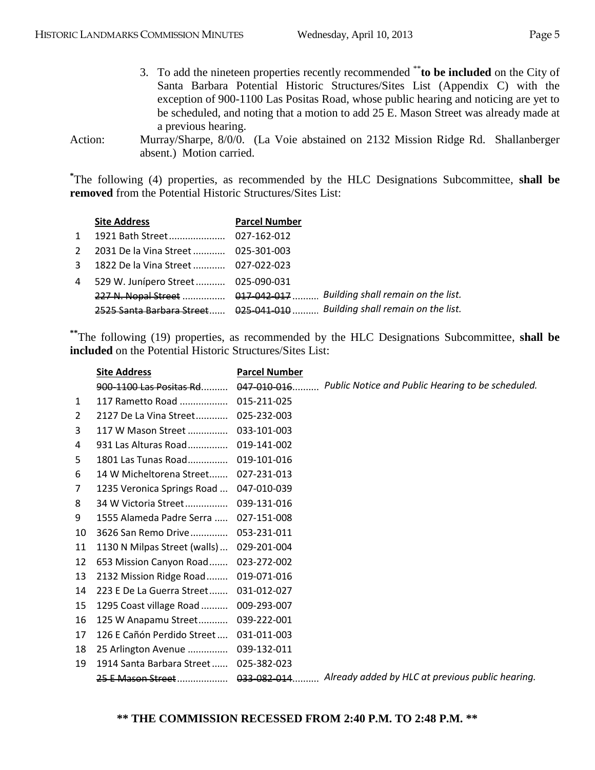3. To add the nineteen properties recently recommended **to be included** on the City of Santa Barbara Potential Historic Structures/Sites List (Appendix C) with the exception of 900-1100 Las Positas Road, whose public hearing and noticing are yet to be scheduled, and noting that a motion to add 25 E. Mason Street was already made at a previous hearing.

Action: Murray/Sharpe, 8/0/0. (La Voie abstained on 2132 Mission Ridge Rd. Shallanberger absent.) Motion carried.

*The following (4) properties, as recommended by the HLC Designations Subcommittee, **shall be removed** from the Potential Historic Structures/Sites List:

| | Site Address | Parcel Number | |
|---|---|---|---|
| 1 | 1921 Bath Street | 027-162-012 | |
| 2 | 2031 De la Vina Street | 025-301-003 | |
| 3 | 1822 De la Vina Street | 027-022-023 | |
| 4 | 529 W. Junípero Street | 025-090-031 | |
| | ~~227 N. Nopal Street~~ | ~~017-042-017~~ | *Building shall remain on the list.* |
| | ~~2525 Santa Barbara Street~~ | ~~025-041-010~~ | *Building shall remain on the list.* |

**The following (19) properties, as recommended by the HLC Designations Subcommittee, **shall be included** on the Potential Historic Structures/Sites List:

| | Site Address | Parcel Number | |
|---|---|---|---|
| | ~~900-1100 Las Positas Rd~~ | ~~047-010-016~~ | *Public Notice and Public Hearing to be scheduled.* |
| 1 | 117 Rametto Road | 015-211-025 | |
| 2 | 2127 De La Vina Street | 025-232-003 | |
| 3 | 117 W Mason Street | 033-101-003 | |
| 4 | 931 Las Alturas Road | 019-141-002 | |
| 5 | 1801 Las Tunas Road | 019-101-016 | |
| 6 | 14 W Micheltorena Street | 027-231-013 | |
| 7 | 1235 Veronica Springs Road | 047-010-039 | |
| 8 | 34 W Victoria Street | 039-131-016 | |
| 9 | 1555 Alameda Padre Serra | 027-151-008 | |
| 10 | 3626 San Remo Drive | 053-231-011 | |
| 11 | 1130 N Milpas Street (walls) | 029-201-004 | |
| 12 | 653 Mission Canyon Road | 023-272-002 | |
| 13 | 2132 Mission Ridge Road | 019-071-016 | |
| 14 | 223 E De La Guerra Street | 031-012-027 | |
| 15 | 1295 Coast village Road | 009-293-007 | |
| 16 | 125 W Anapamu Street | 039-222-001 | |
| 17 | 126 E Cañón Perdido Street | 031-011-003 | |
| 18 | 25 Arlington Avenue | 039-132-011 | |
| 19 | 1914 Santa Barbara Street | 025-382-023 | |
| | ~~25 E Mason Street~~ | ~~033-082-014~~ | *Already added by HLC at previous public hearing.* |

**** THE COMMISSION RECESSED FROM 2:40 P.M. TO 2:48 P.M. ****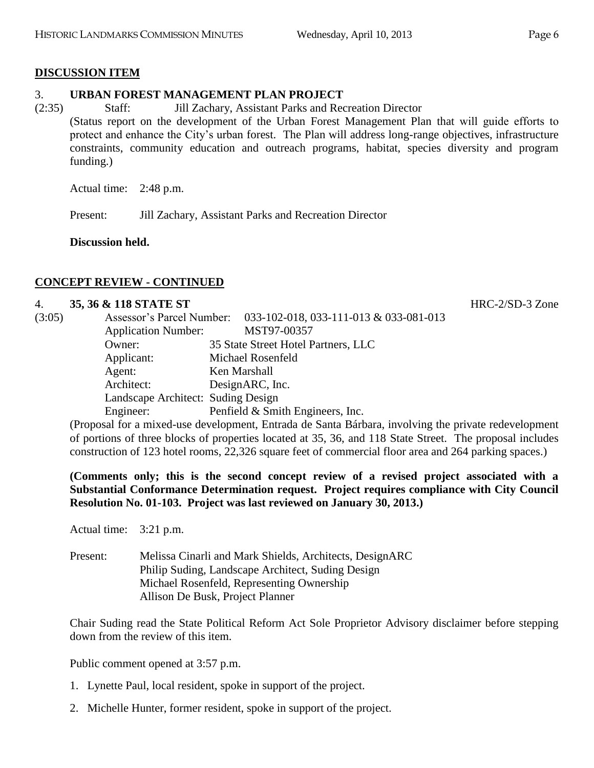**DISCUSSION ITEM**

3. **URBAN FOREST MANAGEMENT PLAN PROJECT**

(2:35) Staff: Jill Zachary, Assistant Parks and Recreation Director

(Status report on the development of the Urban Forest Management Plan that will guide efforts to protect and enhance the City's urban forest. The Plan will address long-range objectives, infrastructure constraints, community education and outreach programs, habitat, species diversity and program funding.)

Actual time: 2:48 p.m.

Present: Jill Zachary, Assistant Parks and Recreation Director

**Discussion held.**

**CONCEPT REVIEW - CONTINUED**

4. **35, 36 & 118 STATE ST** HRC-2/SD-3 Zone

(3:05)

| | |
|---|---|
| Assessor's Parcel Number: | 033-102-018, 033-111-013 & 033-081-013 |
| Application Number: | MST97-00357 |
| Owner: | 35 State Street Hotel Partners, LLC |
| Applicant: | Michael Rosenfeld |
| Agent: | Ken Marshall |
| Architect: | DesignARC, Inc. |
| Landscape Architect: | Suding Design |
| Engineer: | Penfield & Smith Engineers, Inc. |

(Proposal for a mixed-use development, Entrada de Santa Bárbara, involving the private redevelopment of portions of three blocks of properties located at 35, 36, and 118 State Street. The proposal includes construction of 123 hotel rooms, 22,326 square feet of commercial floor area and 264 parking spaces.)

**(Comments only; this is the second concept review of a revised project associated with a Substantial Conformance Determination request. Project requires compliance with City Council Resolution No. 01-103. Project was last reviewed on January 30, 2013.)**

Actual time: 3:21 p.m.

Present: Melissa Cinarli and Mark Shields, Architects, DesignARC
Philip Suding, Landscape Architect, Suding Design
Michael Rosenfeld, Representing Ownership
Allison De Busk, Project Planner

Chair Suding read the State Political Reform Act Sole Proprietor Advisory disclaimer before stepping down from the review of this item.

Public comment opened at 3:57 p.m.

1. Lynette Paul, local resident, spoke in support of the project.
2. Michelle Hunter, former resident, spoke in support of the project.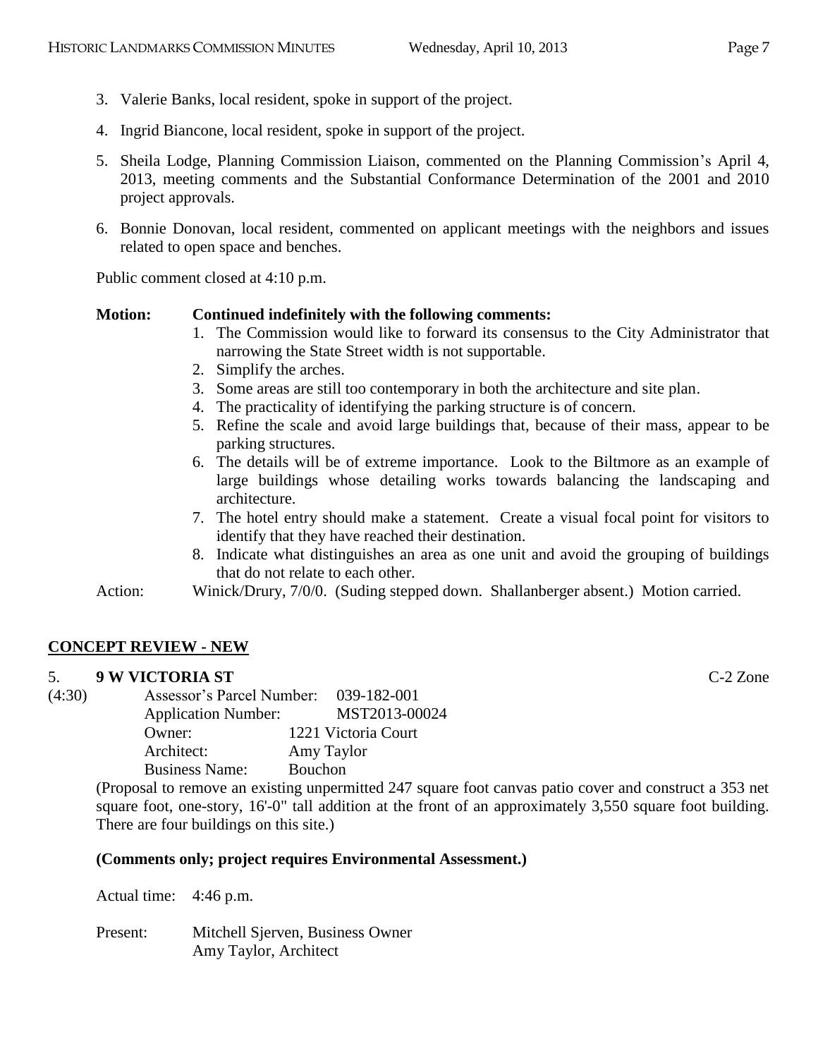3. Valerie Banks, local resident, spoke in support of the project.
4. Ingrid Biancone, local resident, spoke in support of the project.
5. Sheila Lodge, Planning Commission Liaison, commented on the Planning Commission's April 4, 2013, meeting comments and the Substantial Conformance Determination of the 2001 and 2010 project approvals.
6. Bonnie Donovan, local resident, commented on applicant meetings with the neighbors and issues related to open space and benches.

Public comment closed at 4:10 p.m.

**Motion: Continued indefinitely with the following comments:**

1. The Commission would like to forward its consensus to the City Administrator that narrowing the State Street width is not supportable.
2. Simplify the arches.
3. Some areas are still too contemporary in both the architecture and site plan.
4. The practicality of identifying the parking structure is of concern.
5. Refine the scale and avoid large buildings that, because of their mass, appear to be parking structures.
6. The details will be of extreme importance. Look to the Biltmore as an example of large buildings whose detailing works towards balancing the landscaping and architecture.
7. The hotel entry should make a statement. Create a visual focal point for visitors to identify that they have reached their destination.
8. Indicate what distinguishes an area as one unit and avoid the grouping of buildings that do not relate to each other.

Action: Winick/Drury, 7/0/0. (Suding stepped down. Shallanberger absent.) Motion carried.

## CONCEPT REVIEW - NEW

5. **9 W VICTORIA ST** C-2 Zone

(4:30)

Assessor's Parcel Number: 039-182-001
Application Number: MST2013-00024
Owner: 1221 Victoria Court
Architect: Amy Taylor
Business Name: Bouchon

(Proposal to remove an existing unpermitted 247 square foot canvas patio cover and construct a 353 net square foot, one-story, 16'-0" tall addition at the front of an approximately 3,550 square foot building. There are four buildings on this site.)

**(Comments only; project requires Environmental Assessment.)**

Actual time: 4:46 p.m.

Present: Mitchell Sjerven, Business Owner
Amy Taylor, Architect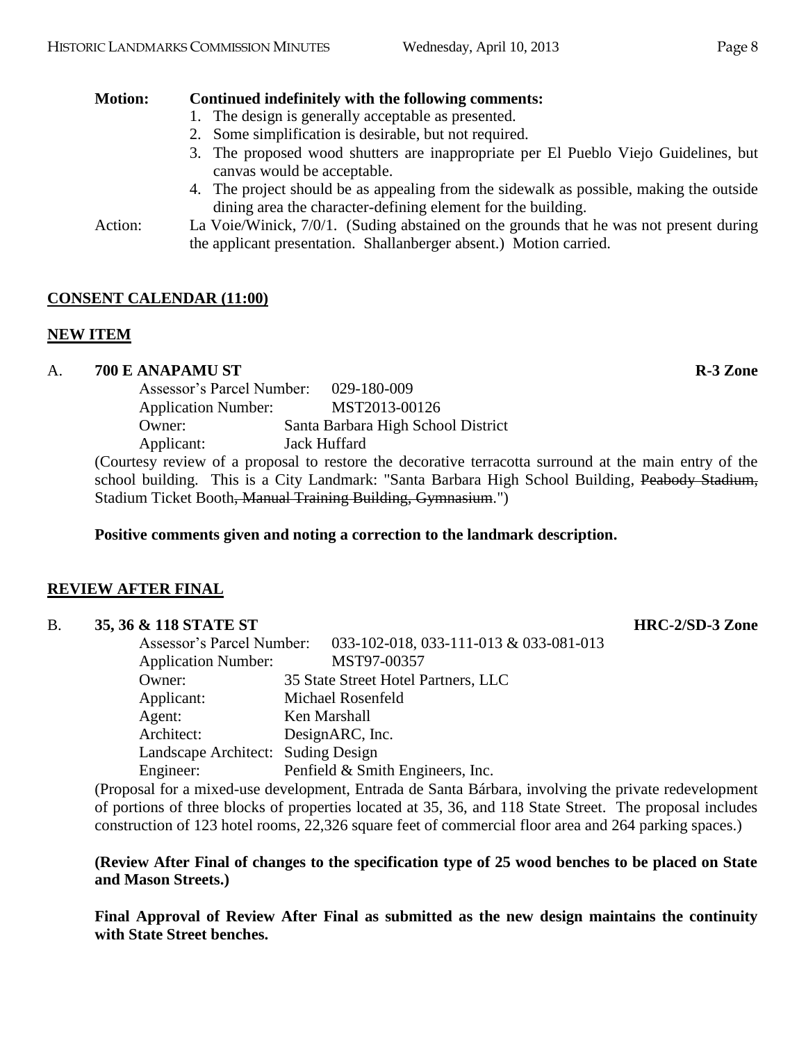**Motion:** **Continued indefinitely with the following comments:**

1. The design is generally acceptable as presented.
2. Some simplification is desirable, but not required.
3. The proposed wood shutters are inappropriate per El Pueblo Viejo Guidelines, but canvas would be acceptable.
4. The project should be as appealing from the sidewalk as possible, making the outside dining area the character-defining element for the building.

Action: La Voie/Winick, 7/0/1. (Suding abstained on the grounds that he was not present during the applicant presentation. Shallanberger absent.) Motion carried.

## CONSENT CALENDAR (11:00)

## NEW ITEM

### A. 700 E ANAPAMU ST — R-3 Zone

Assessor's Parcel Number: 029-180-009
Application Number: MST2013-00126
Owner: Santa Barbara High School District
Applicant: Jack Huffard

(Courtesy review of a proposal to restore the decorative terracotta surround at the main entry of the school building. This is a City Landmark: "Santa Barbara High School Building, ~~Peabody Stadium,~~ Stadium Ticket Booth~~, Manual Training Building, Gymnasium~~.")

**Positive comments given and noting a correction to the landmark description.**

## REVIEW AFTER FINAL

### B. 35, 36 & 118 STATE ST — HRC-2/SD-3 Zone

Assessor's Parcel Number: 033-102-018, 033-111-013 & 033-081-013
Application Number: MST97-00357
Owner: 35 State Street Hotel Partners, LLC
Applicant: Michael Rosenfeld
Agent: Ken Marshall
Architect: DesignARC, Inc.
Landscape Architect: Suding Design
Engineer: Penfield & Smith Engineers, Inc.

(Proposal for a mixed-use development, Entrada de Santa Bárbara, involving the private redevelopment of portions of three blocks of properties located at 35, 36, and 118 State Street. The proposal includes construction of 123 hotel rooms, 22,326 square feet of commercial floor area and 264 parking spaces.)

**(Review After Final of changes to the specification type of 25 wood benches to be placed on State and Mason Streets.)**

**Final Approval of Review After Final as submitted as the new design maintains the continuity with State Street benches.**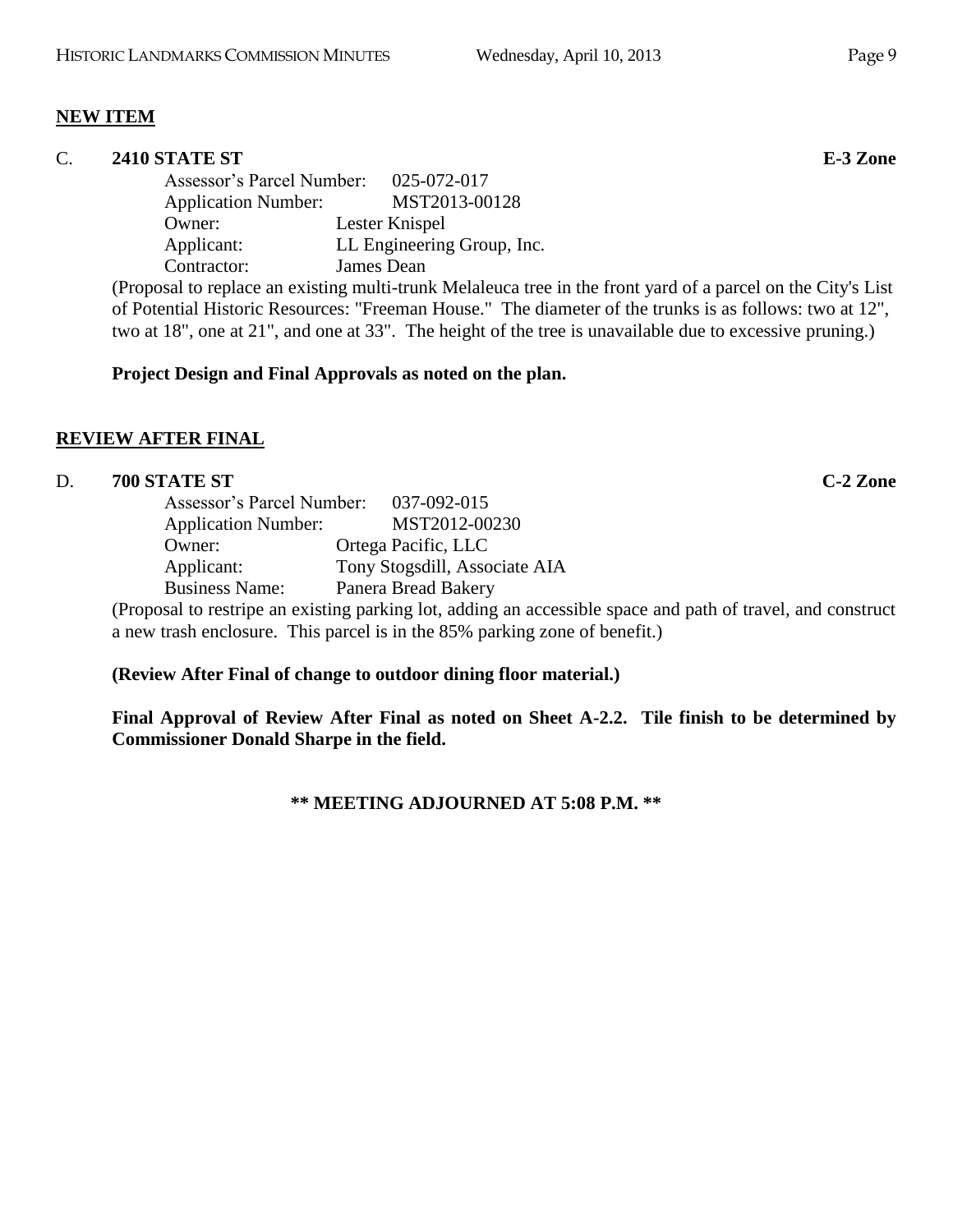**NEW ITEM**

**C. 2410 STATE ST E-3 Zone**

Assessor's Parcel Number: 025-072-017
Application Number: MST2013-00128
Owner: Lester Knispel
Applicant: LL Engineering Group, Inc.
Contractor: James Dean

(Proposal to replace an existing multi-trunk Melaleuca tree in the front yard of a parcel on the City's List of Potential Historic Resources: "Freeman House." The diameter of the trunks is as follows: two at 12", two at 18", one at 21", and one at 33". The height of the tree is unavailable due to excessive pruning.)

**Project Design and Final Approvals as noted on the plan.**

**REVIEW AFTER FINAL**

**D. 700 STATE ST C-2 Zone**

Assessor's Parcel Number: 037-092-015
Application Number: MST2012-00230
Owner: Ortega Pacific, LLC
Applicant: Tony Stogsdill, Associate AIA
Business Name: Panera Bread Bakery

(Proposal to restripe an existing parking lot, adding an accessible space and path of travel, and construct a new trash enclosure. This parcel is in the 85% parking zone of benefit.)

**(Review After Final of change to outdoor dining floor material.)**

**Final Approval of Review After Final as noted on Sheet A-2.2. Tile finish to be determined by Commissioner Donald Sharpe in the field.**

**\*\* MEETING ADJOURNED AT 5:08 P.M. \*\***